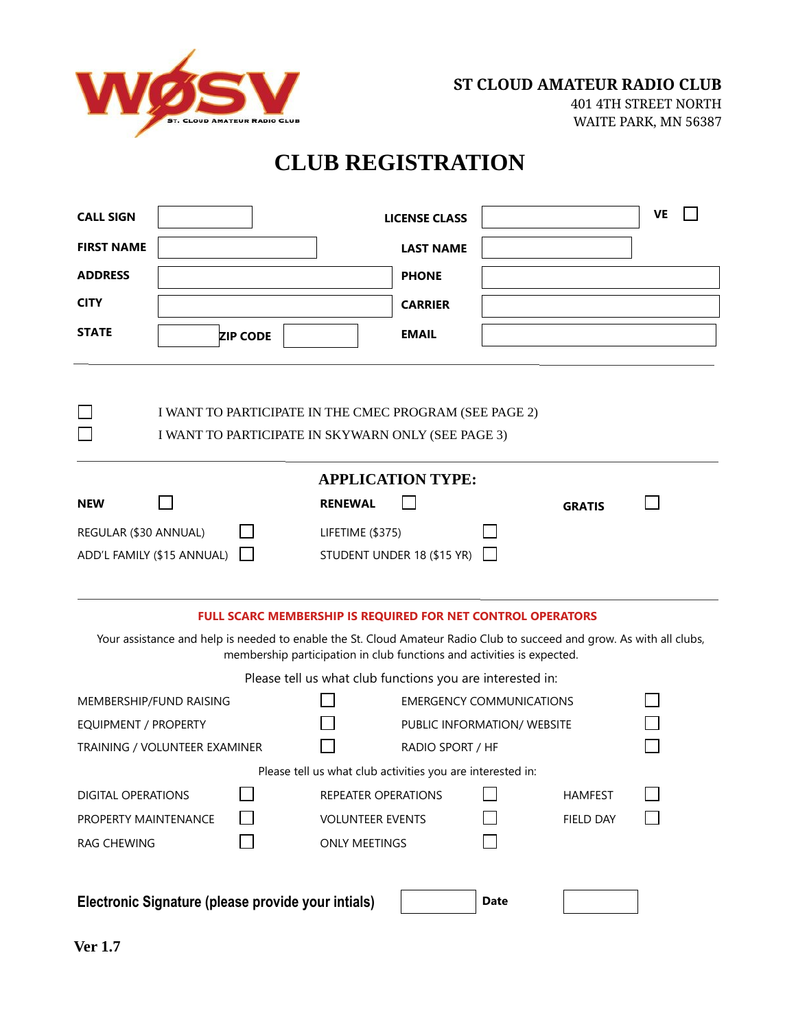**ST CLOUD AMATEUR RADIO CLUB**
401 4TH STREET NORTH
WAITE PARK, MN 56387

# CLUB REGISTRATION

| | | | | |
|---|---|---|---|---|
| **CALL SIGN** | | **LICENSE CLASS** | | **VE** ☐ |
| **FIRST NAME** | | **LAST NAME** | | |
| **ADDRESS** | | **PHONE** | | |
| **CITY** | | **CARRIER** | | |
| **STATE** | **ZIP CODE** | **EMAIL** | | |

---

☐ I WANT TO PARTICIPATE IN THE CMEC PROGRAM (SEE PAGE 2)

☐ I WANT TO PARTICIPATE IN SKYWARN ONLY (SEE PAGE 3)

---

## APPLICATION TYPE:

| | | | | | |
|---|---|---|---|---|---|
| **NEW** | ☐ | **RENEWAL** | ☐ | **GRATIS** | ☐ |
| REGULAR ($30 ANNUAL) | ☐ | LIFETIME ($375) | ☐ | | |
| ADD'L FAMILY ($15 ANNUAL) | ☐ | STUDENT UNDER 18 ($15 YR) | ☐ | | |

---

**FULL SCARC MEMBERSHIP IS REQUIRED FOR NET CONTROL OPERATORS**

Your assistance and help is needed to enable the St. Cloud Amateur Radio Club to succeed and grow. As with all clubs, membership participation in club functions and activities is expected.

Please tell us what club functions you are interested in:

| | | | |
|---|---|---|---|
| MEMBERSHIP/FUND RAISING | ☐ | EMERGENCY COMMUNICATIONS | ☐ |
| EQUIPMENT / PROPERTY | ☐ | PUBLIC INFORMATION/ WEBSITE | ☐ |
| TRAINING / VOLUNTEER EXAMINER | ☐ | RADIO SPORT / HF | ☐ |

Please tell us what club activities you are interested in:

| | | | | | |
|---|---|---|---|---|---|
| DIGITAL OPERATIONS | ☐ | REPEATER OPERATIONS | ☐ | HAMFEST | ☐ |
| PROPERTY MAINTENANCE | ☐ | VOLUNTEER EVENTS | ☐ | FIELD DAY | ☐ |
| RAG CHEWING | ☐ | ONLY MEETINGS | ☐ | | |

**Electronic Signature (please provide your intials)** ____________ **Date** ____________

**Ver 1.7**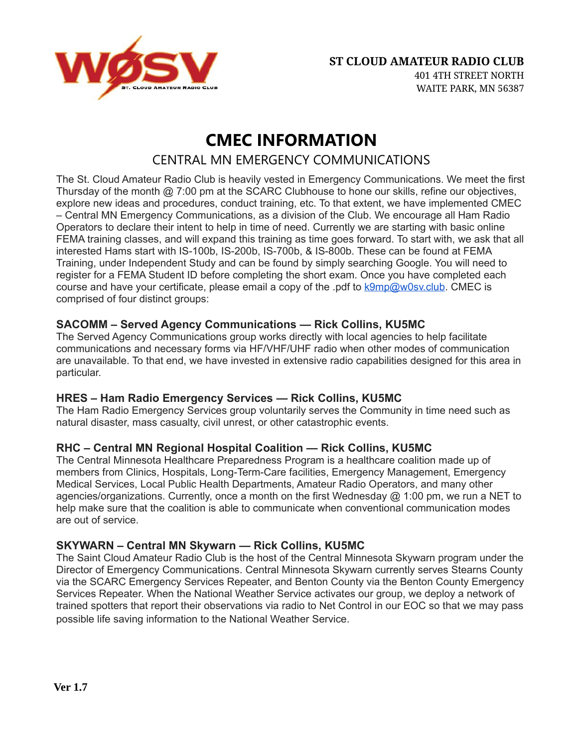**ST CLOUD AMATEUR RADIO CLUB**
401 4TH STREET NORTH
WAITE PARK, MN 56387

# CMEC INFORMATION

## CENTRAL MN EMERGENCY COMMUNICATIONS

The St. Cloud Amateur Radio Club is heavily vested in Emergency Communications. We meet the first Thursday of the month @ 7:00 pm at the SCARC Clubhouse to hone our skills, refine our objectives, explore new ideas and procedures, conduct training, etc. To that extent, we have implemented CMEC – Central MN Emergency Communications, as a division of the Club. We encourage all Ham Radio Operators to declare their intent to help in time of need. Currently we are starting with basic online FEMA training classes, and will expand this training as time goes forward. To start with, we ask that all interested Hams start with IS-100b, IS-200b, IS-700b, & IS-800b. These can be found at FEMA Training, under Independent Study and can be found by simply searching Google. You will need to register for a FEMA Student ID before completing the short exam. Once you have completed each course and have your certificate, please email a copy of the .pdf to k9mp@w0sv.club. CMEC is comprised of four distinct groups:

### SACOMM – Served Agency Communications — Rick Collins, KU5MC

The Served Agency Communications group works directly with local agencies to help facilitate communications and necessary forms via HF/VHF/UHF radio when other modes of communication are unavailable. To that end, we have invested in extensive radio capabilities designed for this area in particular.

### HRES – Ham Radio Emergency Services — Rick Collins, KU5MC

The Ham Radio Emergency Services group voluntarily serves the Community in time need such as natural disaster, mass casualty, civil unrest, or other catastrophic events.

### RHC – Central MN Regional Hospital Coalition — Rick Collins, KU5MC

The Central Minnesota Healthcare Preparedness Program is a healthcare coalition made up of members from Clinics, Hospitals, Long-Term-Care facilities, Emergency Management, Emergency Medical Services, Local Public Health Departments, Amateur Radio Operators, and many other agencies/organizations. Currently, once a month on the first Wednesday @ 1:00 pm, we run a NET to help make sure that the coalition is able to communicate when conventional communication modes are out of service.

### SKYWARN – Central MN Skywarn — Rick Collins, KU5MC

The Saint Cloud Amateur Radio Club is the host of the Central Minnesota Skywarn program under the Director of Emergency Communications. Central Minnesota Skywarn currently serves Stearns County via the SCARC Emergency Services Repeater, and Benton County via the Benton County Emergency Services Repeater. When the National Weather Service activates our group, we deploy a network of trained spotters that report their observations via radio to Net Control in our EOC so that we may pass possible life saving information to the National Weather Service.

**Ver 1.7**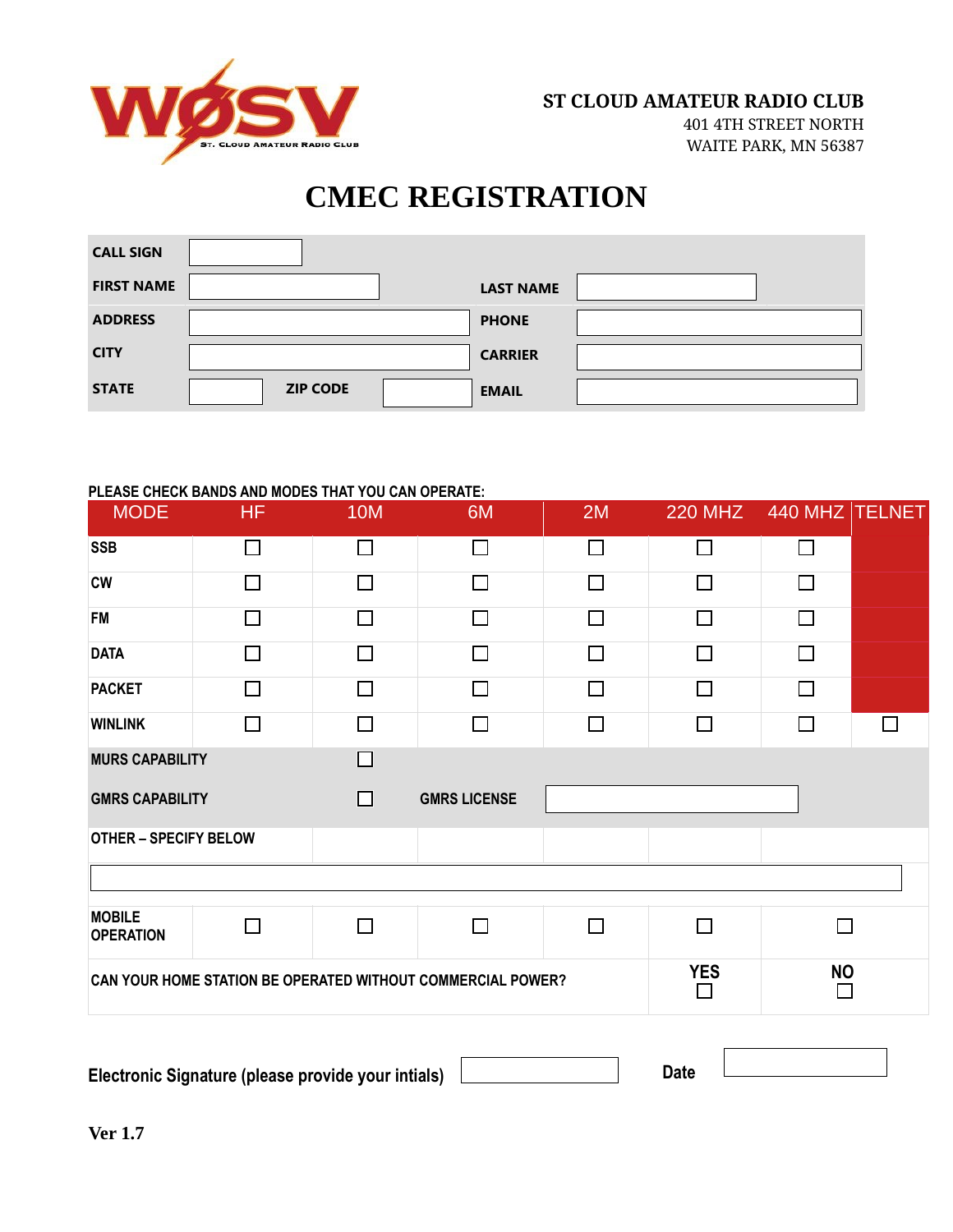**ST CLOUD AMATEUR RADIO CLUB**
401 4TH STREET NORTH
WAITE PARK, MN 56387

# CMEC REGISTRATION

| | | | |
|---|---|---|---|
| **CALL SIGN** | | | |
| **FIRST NAME** | | **LAST NAME** | |
| **ADDRESS** | | **PHONE** | |
| **CITY** | | **CARRIER** | |
| **STATE** | **ZIP CODE** | **EMAIL** | |

**PLEASE CHECK BANDS AND MODES THAT YOU CAN OPERATE:**

| MODE | HF | 10M | 6M | 2M | 220 MHZ | 440 MHZ | TELNET |
|---|---|---|---|---|---|---|---|
| SSB | ☐ | ☐ | ☐ | ☐ | ☐ | ☐ | |
| CW | ☐ | ☐ | ☐ | ☐ | ☐ | ☐ | |
| FM | ☐ | ☐ | ☐ | ☐ | ☐ | ☐ | |
| DATA | ☐ | ☐ | ☐ | ☐ | ☐ | ☐ | |
| PACKET | ☐ | ☐ | ☐ | ☐ | ☐ | ☐ | |
| WINLINK | ☐ | ☐ | ☐ | ☐ | ☐ | ☐ | ☐ |
| MURS CAPABILITY | | ☐ | | | | | |
| GMRS CAPABILITY | | ☐ | GMRS LICENSE | | | | |
| OTHER – SPECIFY BELOW | | | | | | | |
| | | | | | | | |
| MOBILE OPERATION | ☐ | ☐ | ☐ | ☐ | ☐ | ☐ | |
| CAN YOUR HOME STATION BE OPERATED WITHOUT COMMERCIAL POWER? | | | | | YES ☐ | NO ☐ | |

**Electronic Signature (please provide your intials)** ____________ **Date** ____________

**Ver 1.7**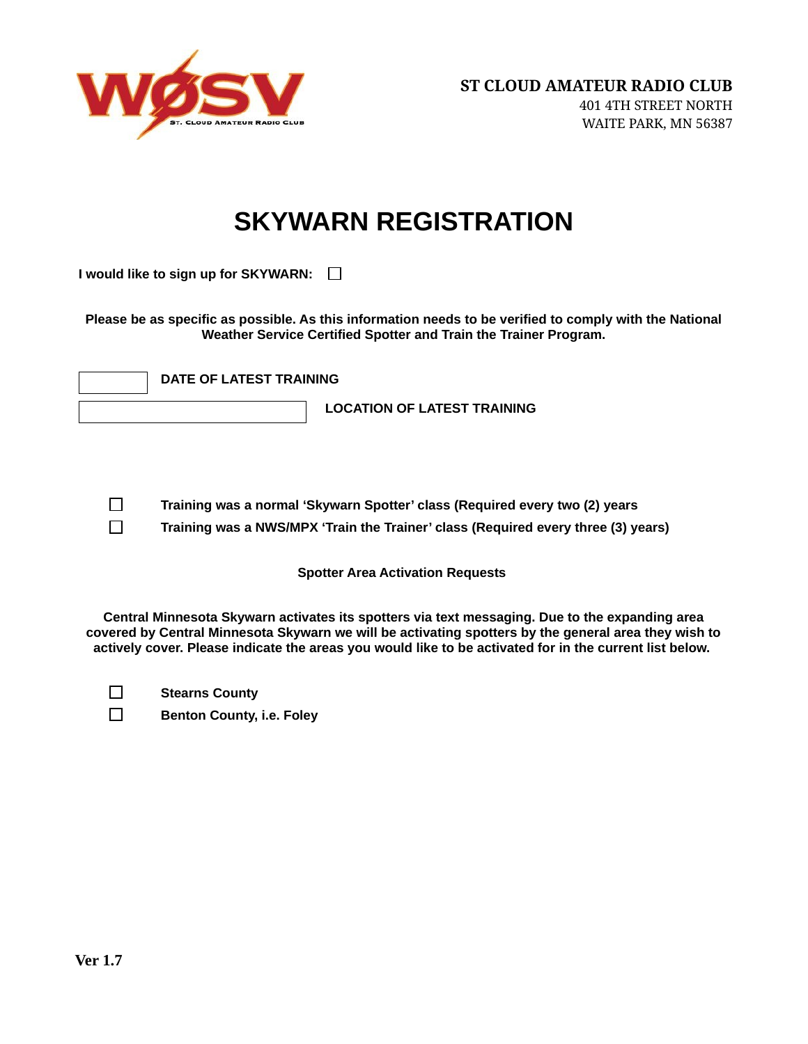**ST CLOUD AMATEUR RADIO CLUB**
401 4TH STREET NORTH
WAITE PARK, MN 56387

# SKYWARN REGISTRATION

**I would like to sign up for SKYWARN:** ☐

**Please be as specific as possible. As this information needs to be verified to comply with the National Weather Service Certified Spotter and Train the Trainer Program.**

\_\_\_\_\_\_\_\_\_\_ **DATE OF LATEST TRAINING**

\_\_\_\_\_\_\_\_\_\_\_\_\_\_\_\_\_\_\_\_ **LOCATION OF LATEST TRAINING**

☐ **Training was a normal 'Skywarn Spotter' class (Required every two (2) years**

☐ **Training was a NWS/MPX 'Train the Trainer' class (Required every three (3) years)**

**Spotter Area Activation Requests**

**Central Minnesota Skywarn activates its spotters via text messaging. Due to the expanding area covered by Central Minnesota Skywarn we will be activating spotters by the general area they wish to actively cover. Please indicate the areas you would like to be activated for in the current list below.**

☐ **Stearns County**

☐ **Benton County, i.e. Foley**

**Ver 1.7**